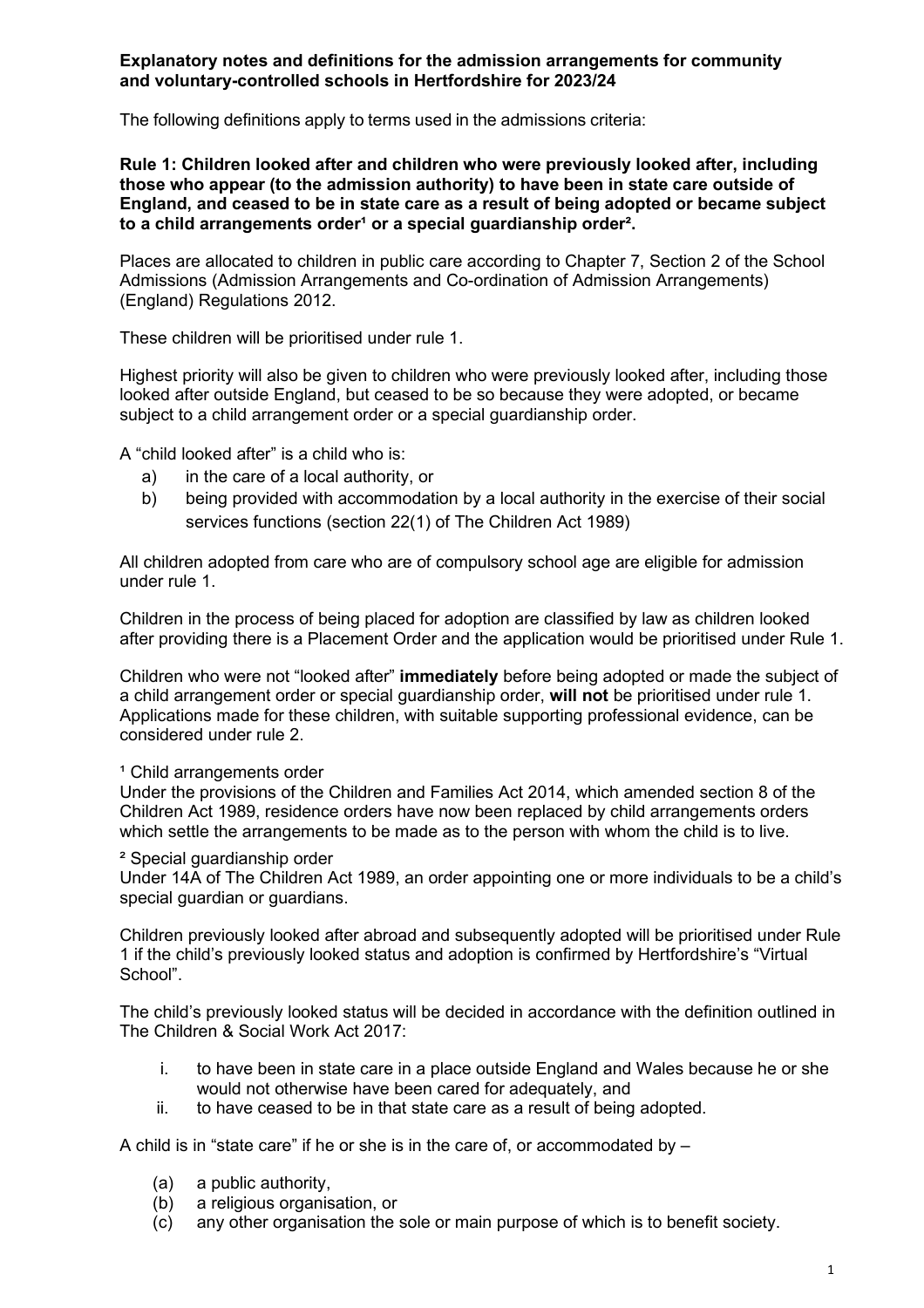**Explanatory notes and definitions for the admission arrangements for community and voluntary-controlled schools in Hertfordshire for 2023/24**

The following definitions apply to terms used in the admissions criteria:

**Rule 1: Children looked after and children who were previously looked after, including those who appear (to the admission authority) to have been in state care outside of England, and ceased to be in state care as a result of being adopted or became subject to a child arrangements order[1] or a special guardianship order[2].**

Places are allocated to children in public care according to Chapter 7, Section 2 of the School Admissions (Admission Arrangements and Co-ordination of Admission Arrangements) (England) Regulations 2012.

These children will be prioritised under rule 1.

Highest priority will also be given to children who were previously looked after, including those looked after outside England, but ceased to be so because they were adopted, or became subject to a child arrangement order or a special guardianship order.

A "child looked after" is a child who is:

a) in the care of a local authority, or
b) being provided with accommodation by a local authority in the exercise of their social services functions (section 22(1) of The Children Act 1989)

All children adopted from care who are of compulsory school age are eligible for admission under rule 1.

Children in the process of being placed for adoption are classified by law as children looked after providing there is a Placement Order and the application would be prioritised under Rule 1.

Children who were not "looked after" **immediately** before being adopted or made the subject of a child arrangement order or special guardianship order, **will not** be prioritised under rule 1. Applications made for these children, with suitable supporting professional evidence, can be considered under rule 2.

[1] Child arrangements order
Under the provisions of the Children and Families Act 2014, which amended section 8 of the Children Act 1989, residence orders have now been replaced by child arrangements orders which settle the arrangements to be made as to the person with whom the child is to live.

[2] Special guardianship order
Under 14A of The Children Act 1989, an order appointing one or more individuals to be a child's special guardian or guardians.

Children previously looked after abroad and subsequently adopted will be prioritised under Rule 1 if the child's previously looked status and adoption is confirmed by Hertfordshire's "Virtual School".

The child's previously looked status will be decided in accordance with the definition outlined in The Children & Social Work Act 2017:

i. to have been in state care in a place outside England and Wales because he or she would not otherwise have been cared for adequately, and
ii. to have ceased to be in that state care as a result of being adopted.

A child is in "state care" if he or she is in the care of, or accommodated by –

(a) a public authority,
(b) a religious organisation, or
(c) any other organisation the sole or main purpose of which is to benefit society.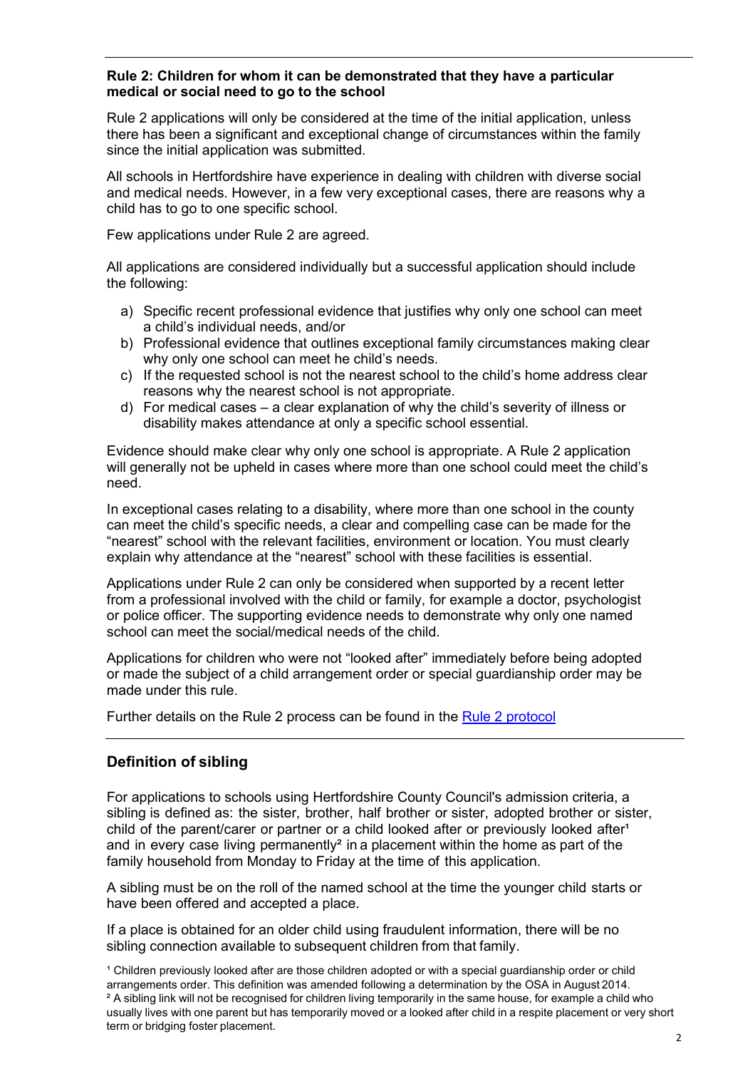**Rule 2: Children for whom it can be demonstrated that they have a particular medical or social need to go to the school**

Rule 2 applications will only be considered at the time of the initial application, unless there has been a significant and exceptional change of circumstances within the family since the initial application was submitted.

All schools in Hertfordshire have experience in dealing with children with diverse social and medical needs. However, in a few very exceptional cases, there are reasons why a child has to go to one specific school.

Few applications under Rule 2 are agreed.

All applications are considered individually but a successful application should include the following:

a) Specific recent professional evidence that justifies why only one school can meet a child's individual needs, and/or
b) Professional evidence that outlines exceptional family circumstances making clear why only one school can meet he child's needs.
c) If the requested school is not the nearest school to the child's home address clear reasons why the nearest school is not appropriate.
d) For medical cases – a clear explanation of why the child's severity of illness or disability makes attendance at only a specific school essential.

Evidence should make clear why only one school is appropriate. A Rule 2 application will generally not be upheld in cases where more than one school could meet the child's need.

In exceptional cases relating to a disability, where more than one school in the county can meet the child's specific needs, a clear and compelling case can be made for the "nearest" school with the relevant facilities, environment or location. You must clearly explain why attendance at the "nearest" school with these facilities is essential.

Applications under Rule 2 can only be considered when supported by a recent letter from a professional involved with the child or family, for example a doctor, psychologist or police officer. The supporting evidence needs to demonstrate why only one named school can meet the social/medical needs of the child.

Applications for children who were not "looked after" immediately before being adopted or made the subject of a child arrangement order or special guardianship order may be made under this rule.

Further details on the Rule 2 process can be found in the Rule 2 protocol

## Definition of sibling

For applications to schools using Hertfordshire County Council's admission criteria, a sibling is defined as: the sister, brother, half brother or sister, adopted brother or sister, child of the parent/carer or partner or a child looked after or previously looked after[1] and in every case living permanently[2] in a placement within the home as part of the family household from Monday to Friday at the time of this application.

A sibling must be on the roll of the named school at the time the younger child starts or have been offered and accepted a place.

If a place is obtained for an older child using fraudulent information, there will be no sibling connection available to subsequent children from that family.

[1] Children previously looked after are those children adopted or with a special guardianship order or child arrangements order. This definition was amended following a determination by the OSA in August 2014.

[2] A sibling link will not be recognised for children living temporarily in the same house, for example a child who usually lives with one parent but has temporarily moved or a looked after child in a respite placement or very short term or bridging foster placement.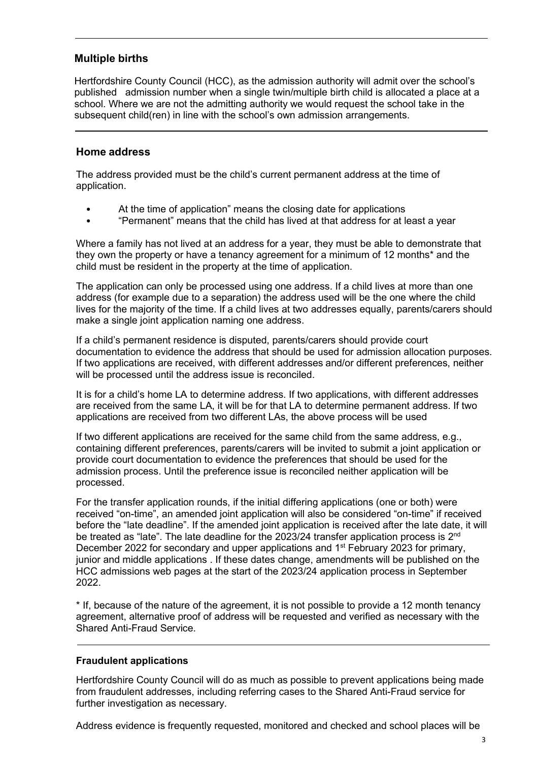## Multiple births

Hertfordshire County Council (HCC), as the admission authority will admit over the school's published admission number when a single twin/multiple birth child is allocated a place at a school. Where we are not the admitting authority we would request the school take in the subsequent child(ren) in line with the school's own admission arrangements.

## Home address

The address provided must be the child's current permanent address at the time of application.

- At the time of application" means the closing date for applications
- "Permanent" means that the child has lived at that address for at least a year

Where a family has not lived at an address for a year, they must be able to demonstrate that they own the property or have a tenancy agreement for a minimum of 12 months* and the child must be resident in the property at the time of application.

The application can only be processed using one address. If a child lives at more than one address (for example due to a separation) the address used will be the one where the child lives for the majority of the time. If a child lives at two addresses equally, parents/carers should make a single joint application naming one address.

If a child's permanent residence is disputed, parents/carers should provide court documentation to evidence the address that should be used for admission allocation purposes. If two applications are received, with different addresses and/or different preferences, neither will be processed until the address issue is reconciled.

It is for a child's home LA to determine address. If two applications, with different addresses are received from the same LA, it will be for that LA to determine permanent address. If two applications are received from two different LAs, the above process will be used

If two different applications are received for the same child from the same address, e.g., containing different preferences, parents/carers will be invited to submit a joint application or provide court documentation to evidence the preferences that should be used for the admission process. Until the preference issue is reconciled neither application will be processed.

For the transfer application rounds, if the initial differing applications (one or both) were received "on-time", an amended joint application will also be considered "on-time" if received before the "late deadline". If the amended joint application is received after the late date, it will be treated as "late". The late deadline for the 2023/24 transfer application process is 2nd December 2022 for secondary and upper applications and 1st February 2023 for primary, junior and middle applications . If these dates change, amendments will be published on the HCC admissions web pages at the start of the 2023/24 application process in September 2022.

* If, because of the nature of the agreement, it is not possible to provide a 12 month tenancy agreement, alternative proof of address will be requested and verified as necessary with the Shared Anti-Fraud Service.

## Fraudulent applications

Hertfordshire County Council will do as much as possible to prevent applications being made from fraudulent addresses, including referring cases to the Shared Anti-Fraud service for further investigation as necessary.

Address evidence is frequently requested, monitored and checked and school places will be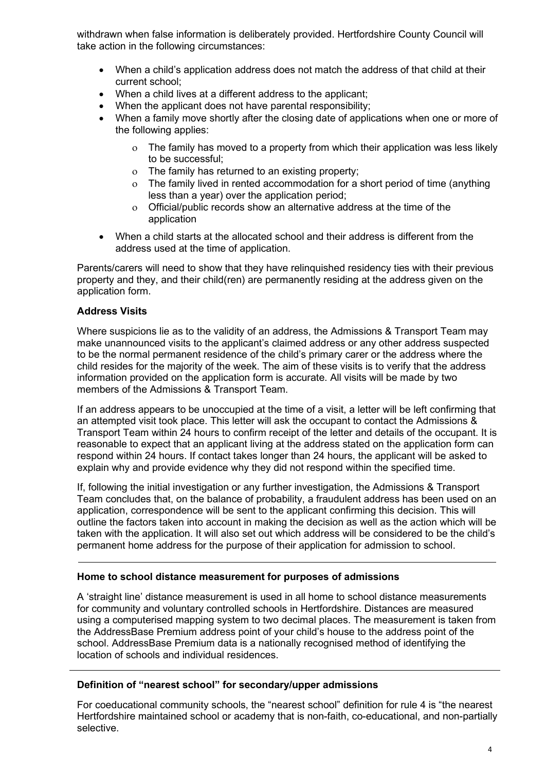withdrawn when false information is deliberately provided. Hertfordshire County Council will take action in the following circumstances:

- When a child's application address does not match the address of that child at their current school;
- When a child lives at a different address to the applicant;
- When the applicant does not have parental responsibility;
- When a family move shortly after the closing date of applications when one or more of the following applies:
    - The family has moved to a property from which their application was less likely to be successful;
    - The family has returned to an existing property;
    - The family lived in rented accommodation for a short period of time (anything less than a year) over the application period;
    - Official/public records show an alternative address at the time of the application
- When a child starts at the allocated school and their address is different from the address used at the time of application.

Parents/carers will need to show that they have relinquished residency ties with their previous property and they, and their child(ren) are permanently residing at the address given on the application form.

**Address Visits**

Where suspicions lie as to the validity of an address, the Admissions & Transport Team may make unannounced visits to the applicant's claimed address or any other address suspected to be the normal permanent residence of the child's primary carer or the address where the child resides for the majority of the week. The aim of these visits is to verify that the address information provided on the application form is accurate. All visits will be made by two members of the Admissions & Transport Team.

If an address appears to be unoccupied at the time of a visit, a letter will be left confirming that an attempted visit took place. This letter will ask the occupant to contact the Admissions & Transport Team within 24 hours to confirm receipt of the letter and details of the occupant. It is reasonable to expect that an applicant living at the address stated on the application form can respond within 24 hours. If contact takes longer than 24 hours, the applicant will be asked to explain why and provide evidence why they did not respond within the specified time.

If, following the initial investigation or any further investigation, the Admissions & Transport Team concludes that, on the balance of probability, a fraudulent address has been used on an application, correspondence will be sent to the applicant confirming this decision. This will outline the factors taken into account in making the decision as well as the action which will be taken with the application. It will also set out which address will be considered to be the child's permanent home address for the purpose of their application for admission to school.

---

**Home to school distance measurement for purposes of admissions**

A 'straight line' distance measurement is used in all home to school distance measurements for community and voluntary controlled schools in Hertfordshire. Distances are measured using a computerised mapping system to two decimal places. The measurement is taken from the AddressBase Premium address point of your child's house to the address point of the school. AddressBase Premium data is a nationally recognised method of identifying the location of schools and individual residences.

---

**Definition of "nearest school" for secondary/upper admissions**

For coeducational community schools, the "nearest school" definition for rule 4 is "the nearest Hertfordshire maintained school or academy that is non-faith, co-educational, and non-partially selective.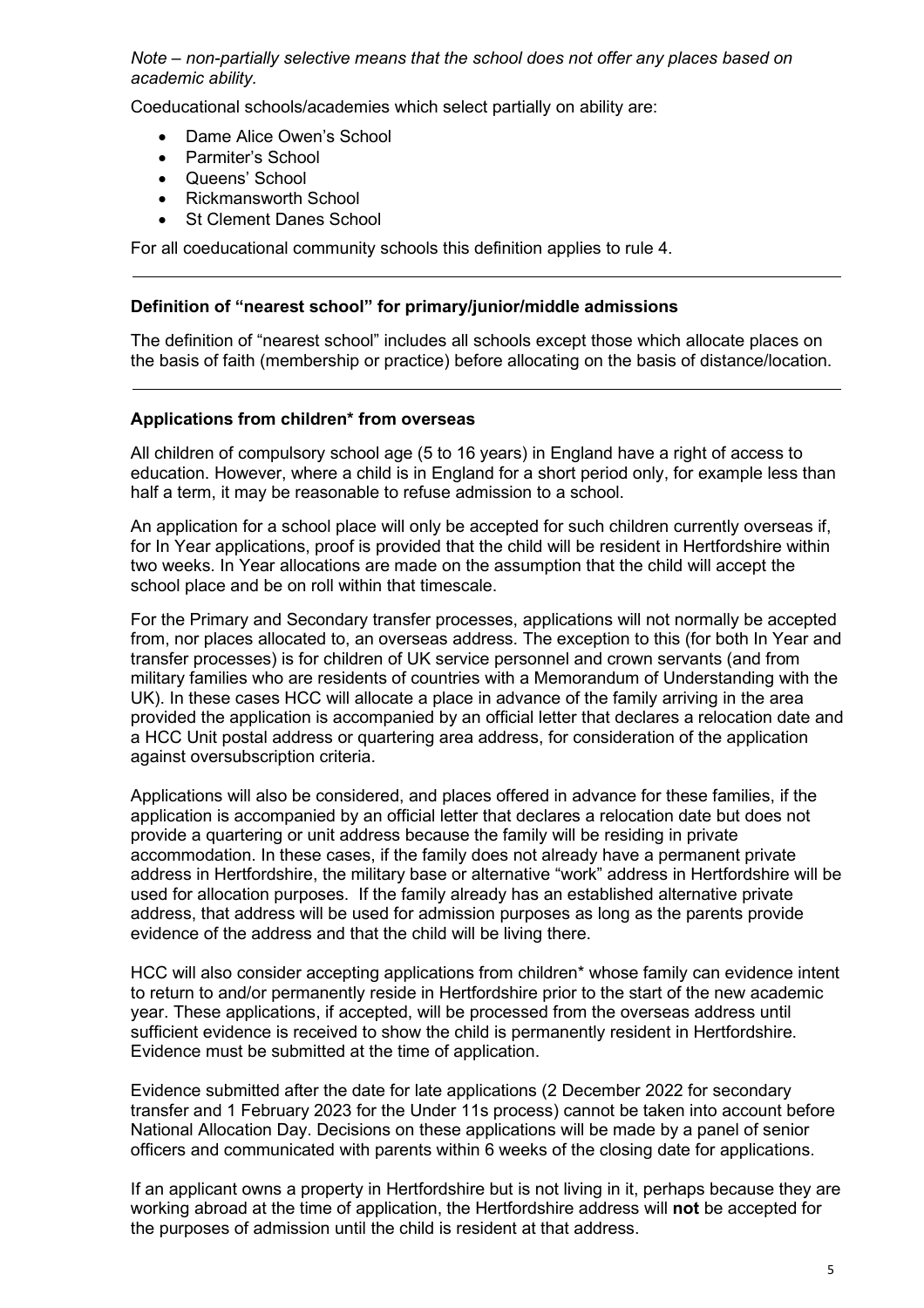*Note – non-partially selective means that the school does not offer any places based on academic ability.*

Coeducational schools/academies which select partially on ability are:

- Dame Alice Owen's School
- Parmiter's School
- Queens' School
- Rickmansworth School
- St Clement Danes School

For all coeducational community schools this definition applies to rule 4.

---

### Definition of "nearest school" for primary/junior/middle admissions

The definition of "nearest school" includes all schools except those which allocate places on the basis of faith (membership or practice) before allocating on the basis of distance/location.

---

### Applications from children* from overseas

All children of compulsory school age (5 to 16 years) in England have a right of access to education. However, where a child is in England for a short period only, for example less than half a term, it may be reasonable to refuse admission to a school.

An application for a school place will only be accepted for such children currently overseas if, for In Year applications, proof is provided that the child will be resident in Hertfordshire within two weeks. In Year allocations are made on the assumption that the child will accept the school place and be on roll within that timescale.

For the Primary and Secondary transfer processes, applications will not normally be accepted from, nor places allocated to, an overseas address. The exception to this (for both In Year and transfer processes) is for children of UK service personnel and crown servants (and from military families who are residents of countries with a Memorandum of Understanding with the UK). In these cases HCC will allocate a place in advance of the family arriving in the area provided the application is accompanied by an official letter that declares a relocation date and a HCC Unit postal address or quartering area address, for consideration of the application against oversubscription criteria.

Applications will also be considered, and places offered in advance for these families, if the application is accompanied by an official letter that declares a relocation date but does not provide a quartering or unit address because the family will be residing in private accommodation. In these cases, if the family does not already have a permanent private address in Hertfordshire, the military base or alternative "work" address in Hertfordshire will be used for allocation purposes. If the family already has an established alternative private address, that address will be used for admission purposes as long as the parents provide evidence of the address and that the child will be living there.

HCC will also consider accepting applications from children* whose family can evidence intent to return to and/or permanently reside in Hertfordshire prior to the start of the new academic year. These applications, if accepted, will be processed from the overseas address until sufficient evidence is received to show the child is permanently resident in Hertfordshire. Evidence must be submitted at the time of application.

Evidence submitted after the date for late applications (2 December 2022 for secondary transfer and 1 February 2023 for the Under 11s process) cannot be taken into account before National Allocation Day. Decisions on these applications will be made by a panel of senior officers and communicated with parents within 6 weeks of the closing date for applications.

If an applicant owns a property in Hertfordshire but is not living in it, perhaps because they are working abroad at the time of application, the Hertfordshire address will **not** be accepted for the purposes of admission until the child is resident at that address.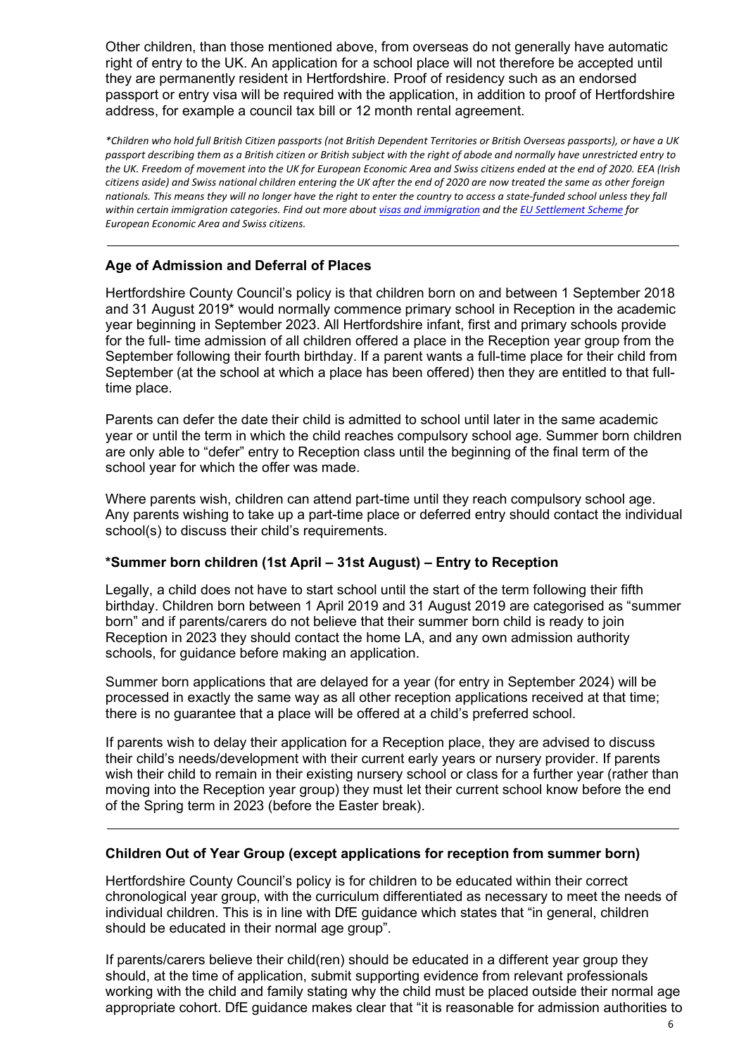Other children, than those mentioned above, from overseas do not generally have automatic right of entry to the UK. An application for a school place will not therefore be accepted until they are permanently resident in Hertfordshire. Proof of residency such as an endorsed passport or entry visa will be required with the application, in addition to proof of Hertfordshire address, for example a council tax bill or 12 month rental agreement.

*\*Children who hold full British Citizen passports (not British Dependent Territories or British Overseas passports), or have a UK passport describing them as a British citizen or British subject with the right of abode and normally have unrestricted entry to the UK. Freedom of movement into the UK for European Economic Area and Swiss citizens ended at the end of 2020. EEA (Irish citizens aside) and Swiss national children entering the UK after the end of 2020 are now treated the same as other foreign nationals. This means they will no longer have the right to enter the country to access a state-funded school unless they fall within certain immigration categories. Find out more about [visas and immigration]() and the [EU Settlement Scheme]() for European Economic Area and Swiss citizens.*

---

### Age of Admission and Deferral of Places

Hertfordshire County Council's policy is that children born on and between 1 September 2018 and 31 August 2019* would normally commence primary school in Reception in the academic year beginning in September 2023. All Hertfordshire infant, first and primary schools provide for the full- time admission of all children offered a place in the Reception year group from the September following their fourth birthday. If a parent wants a full-time place for their child from September (at the school at which a place has been offered) then they are entitled to that full-time place.

Parents can defer the date their child is admitted to school until later in the same academic year or until the term in which the child reaches compulsory school age. Summer born children are only able to "defer" entry to Reception class until the beginning of the final term of the school year for which the offer was made.

Where parents wish, children can attend part-time until they reach compulsory school age. Any parents wishing to take up a part-time place or deferred entry should contact the individual school(s) to discuss their child's requirements.

### *Summer born children (1st April – 31st August) – Entry to Reception

Legally, a child does not have to start school until the start of the term following their fifth birthday. Children born between 1 April 2019 and 31 August 2019 are categorised as "summer born" and if parents/carers do not believe that their summer born child is ready to join Reception in 2023 they should contact the home LA, and any own admission authority schools, for guidance before making an application.

Summer born applications that are delayed for a year (for entry in September 2024) will be processed in exactly the same way as all other reception applications received at that time; there is no guarantee that a place will be offered at a child's preferred school.

If parents wish to delay their application for a Reception place, they are advised to discuss their child's needs/development with their current early years or nursery provider. If parents wish their child to remain in their existing nursery school or class for a further year (rather than moving into the Reception year group) they must let their current school know before the end of the Spring term in 2023 (before the Easter break).

---

### Children Out of Year Group (except applications for reception from summer born)

Hertfordshire County Council's policy is for children to be educated within their correct chronological year group, with the curriculum differentiated as necessary to meet the needs of individual children. This is in line with DfE guidance which states that "in general, children should be educated in their normal age group".

If parents/carers believe their child(ren) should be educated in a different year group they should, at the time of application, submit supporting evidence from relevant professionals working with the child and family stating why the child must be placed outside their normal age appropriate cohort. DfE guidance makes clear that "it is reasonable for admission authorities to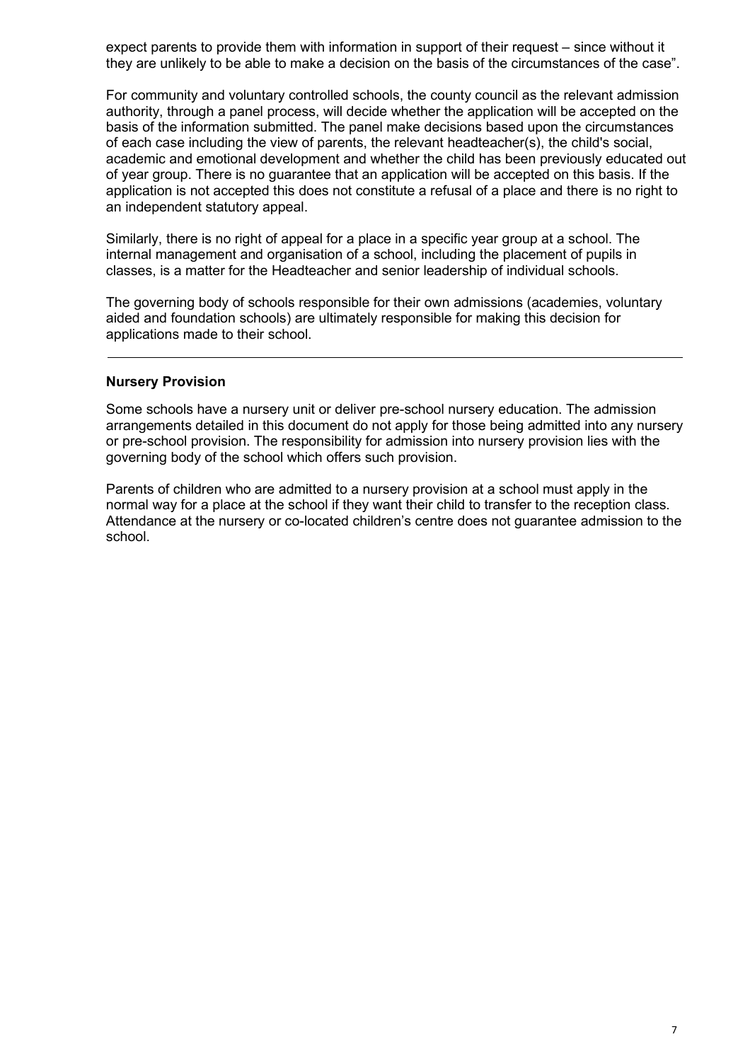expect parents to provide them with information in support of their request – since without it they are unlikely to be able to make a decision on the basis of the circumstances of the case".

For community and voluntary controlled schools, the county council as the relevant admission authority, through a panel process, will decide whether the application will be accepted on the basis of the information submitted. The panel make decisions based upon the circumstances of each case including the view of parents, the relevant headteacher(s), the child's social, academic and emotional development and whether the child has been previously educated out of year group. There is no guarantee that an application will be accepted on this basis. If the application is not accepted this does not constitute a refusal of a place and there is no right to an independent statutory appeal.

Similarly, there is no right of appeal for a place in a specific year group at a school. The internal management and organisation of a school, including the placement of pupils in classes, is a matter for the Headteacher and senior leadership of individual schools.

The governing body of schools responsible for their own admissions (academies, voluntary aided and foundation schools) are ultimately responsible for making this decision for applications made to their school.

---

**Nursery Provision**

Some schools have a nursery unit or deliver pre-school nursery education. The admission arrangements detailed in this document do not apply for those being admitted into any nursery or pre-school provision. The responsibility for admission into nursery provision lies with the governing body of the school which offers such provision.

Parents of children who are admitted to a nursery provision at a school must apply in the normal way for a place at the school if they want their child to transfer to the reception class. Attendance at the nursery or co-located children's centre does not guarantee admission to the school.